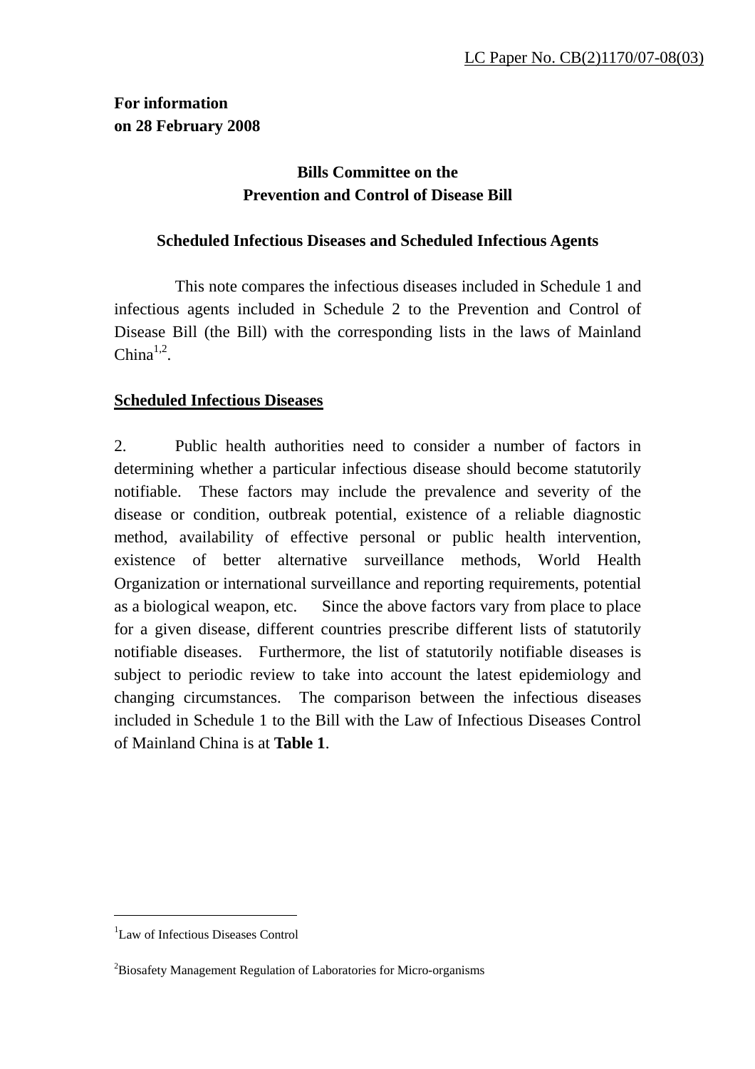LC Paper No. CB(2)1170/07-08(03)

**For information**
**on 28 February 2008**

**Bills Committee on the**
**Prevention and Control of Disease Bill**

**Scheduled Infectious Diseases and Scheduled Infectious Agents**

This note compares the infectious diseases included in Schedule 1 and infectious agents included in Schedule 2 to the Prevention and Control of Disease Bill (the Bill) with the corresponding lists in the laws of Mainland China[1,2].

**Scheduled Infectious Diseases**

2. Public health authorities need to consider a number of factors in determining whether a particular infectious disease should become statutorily notifiable. These factors may include the prevalence and severity of the disease or condition, outbreak potential, existence of a reliable diagnostic method, availability of effective personal or public health intervention, existence of better alternative surveillance methods, World Health Organization or international surveillance and reporting requirements, potential as a biological weapon, etc. Since the above factors vary from place to place for a given disease, different countries prescribe different lists of statutorily notifiable diseases. Furthermore, the list of statutorily notifiable diseases is subject to periodic review to take into account the latest epidemiology and changing circumstances. The comparison between the infectious diseases included in Schedule 1 to the Bill with the Law of Infectious Diseases Control of Mainland China is at **Table 1**.

---

[1] Law of Infectious Diseases Control

[2] Biosafety Management Regulation of Laboratories for Micro-organisms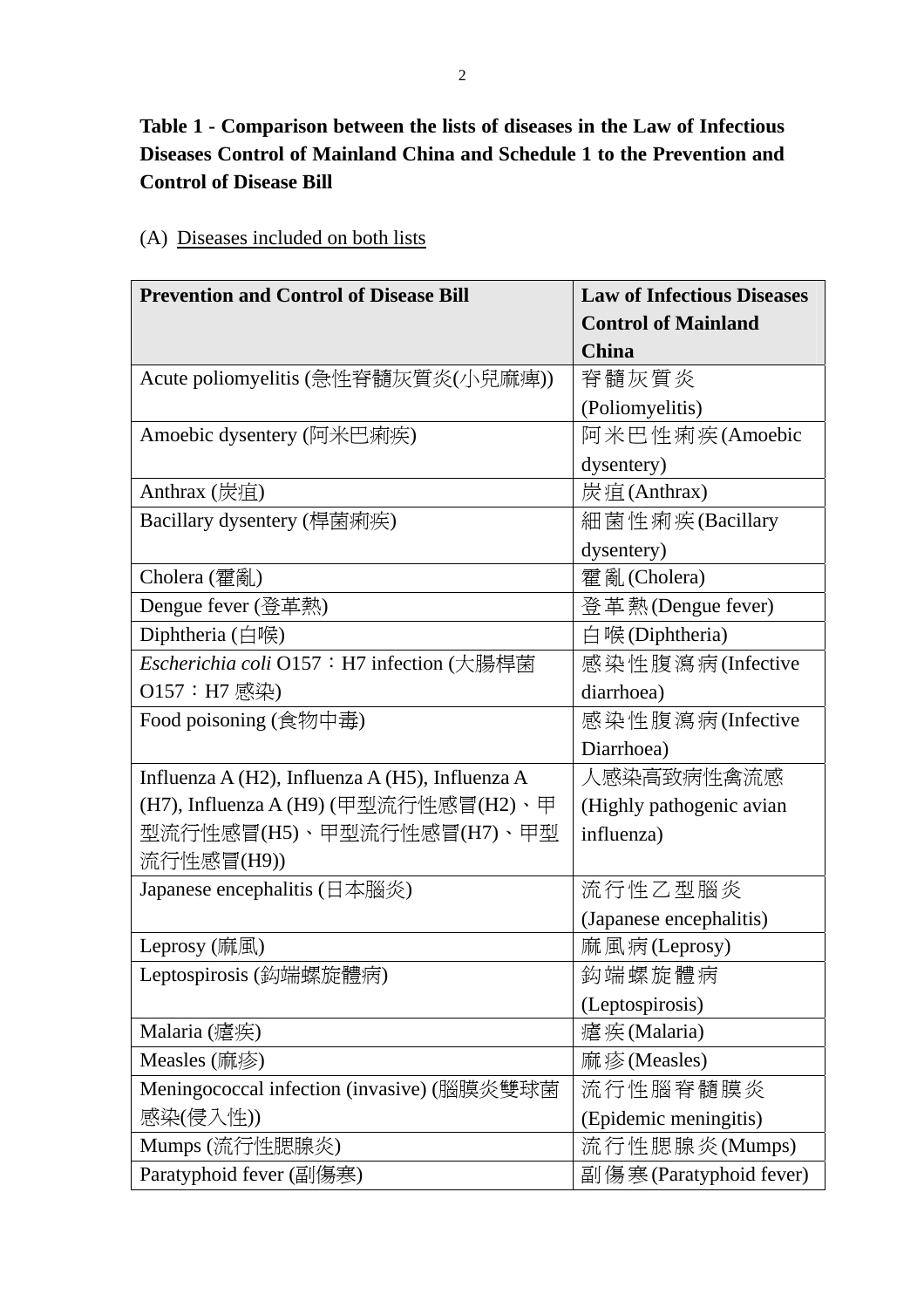**Table 1 - Comparison between the lists of diseases in the Law of Infectious Diseases Control of Mainland China and Schedule 1 to the Prevention and Control of Disease Bill**

(A) Diseases included on both lists

| Prevention and Control of Disease Bill | Law of Infectious Diseases Control of Mainland China |
|---|---|
| Acute poliomyelitis (急性脊髓灰質炎(小兒麻痺)) | 脊髓灰質炎 (Poliomyelitis) |
| Amoebic dysentery (阿米巴痢疾) | 阿米巴性痢疾(Amoebic dysentery) |
| Anthrax (炭疽) | 炭疽(Anthrax) |
| Bacillary dysentery (桿菌痢疾) | 細菌性痢疾(Bacillary dysentery) |
| Cholera (霍亂) | 霍亂(Cholera) |
| Dengue fever (登革熱) | 登革熱(Dengue fever) |
| Diphtheria (白喉) | 白喉(Diphtheria) |
| *Escherichia coli* O157：H7 infection (大腸桿菌 O157：H7 感染) | 感染性腹瀉病(Infective diarrhoea) |
| Food poisoning (食物中毒) | 感染性腹瀉病(Infective Diarrhoea) |
| Influenza A (H2), Influenza A (H5), Influenza A (H7), Influenza A (H9) (甲型流行性感冒(H2)、甲型流行性感冒(H5)、甲型流行性感冒(H7)、甲型流行性感冒(H9)) | 人感染高致病性禽流感 (Highly pathogenic avian influenza) |
| Japanese encephalitis (日本腦炎) | 流行性乙型腦炎 (Japanese encephalitis) |
| Leprosy (痲風) | 痲風病(Leprosy) |
| Leptospirosis (鈎端螺旋體病) | 鈎端螺旋體病 (Leptospirosis) |
| Malaria (瘧疾) | 瘧疾(Malaria) |
| Measles (痲疹) | 痲疹(Measles) |
| Meningococcal infection (invasive) (腦膜炎雙球菌感染(侵入性)) | 流行性腦脊髓膜炎 (Epidemic meningitis) |
| Mumps (流行性腮腺炎) | 流行性腮腺炎(Mumps) |
| Paratyphoid fever (副傷寒) | 副傷寒(Paratyphoid fever) |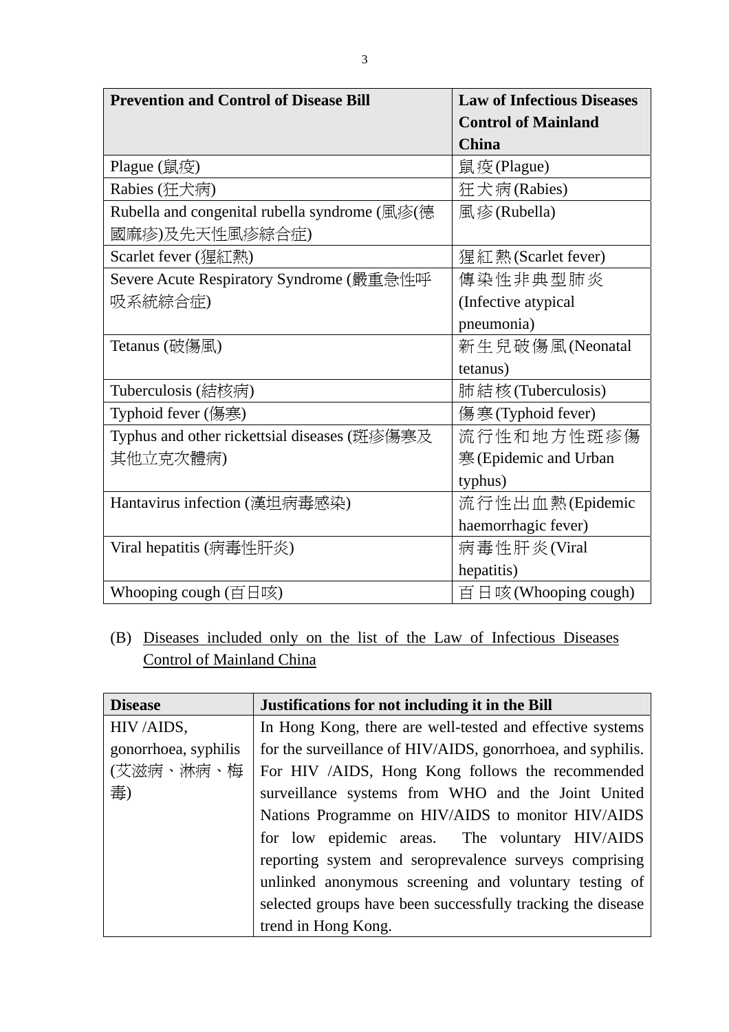| Prevention and Control of Disease Bill | Law of Infectious Diseases Control of Mainland China |
|---|---|
| Plague (鼠疫) | 鼠疫(Plague) |
| Rabies (狂犬病) | 狂犬病(Rabies) |
| Rubella and congenital rubella syndrome (風疹(德國麻疹)及先天性風疹綜合症) | 風疹(Rubella) |
| Scarlet fever (猩紅熱) | 猩紅熱(Scarlet fever) |
| Severe Acute Respiratory Syndrome (嚴重急性呼吸系統綜合症) | 傳染性非典型肺炎 (Infective atypical pneumonia) |
| Tetanus (破傷風) | 新生兒破傷風(Neonatal tetanus) |
| Tuberculosis (結核病) | 肺結核(Tuberculosis) |
| Typhoid fever (傷寒) | 傷寒(Typhoid fever) |
| Typhus and other rickettsial diseases (斑疹傷寒及其他立克次體病) | 流行性和地方性斑疹傷寒(Epidemic and Urban typhus) |
| Hantavirus infection (漢坦病毒感染) | 流行性出血熱(Epidemic haemorrhagic fever) |
| Viral hepatitis (病毒性肝炎) | 病毒性肝炎(Viral hepatitis) |
| Whooping cough (百日咳) | 百日咳(Whooping cough) |

(B) Diseases included only on the list of the Law of Infectious Diseases Control of Mainland China

| Disease | Justifications for not including it in the Bill |
|---|---|
| HIV /AIDS, gonorrhoea, syphilis (艾滋病、淋病、梅毒) | In Hong Kong, there are well-tested and effective systems for the surveillance of HIV/AIDS, gonorrhoea, and syphilis. For HIV /AIDS, Hong Kong follows the recommended surveillance systems from WHO and the Joint United Nations Programme on HIV/AIDS to monitor HIV/AIDS for low epidemic areas. The voluntary HIV/AIDS reporting system and seroprevalence surveys comprising unlinked anonymous screening and voluntary testing of selected groups have been successfully tracking the disease trend in Hong Kong. |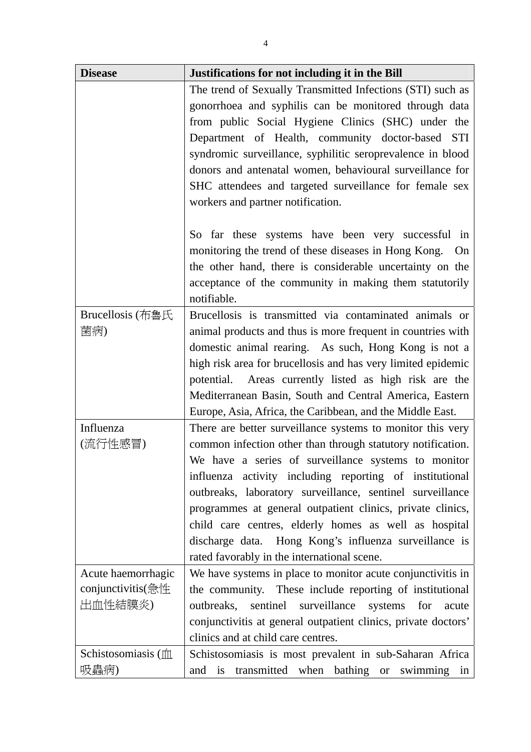| Disease | Justifications for not including it in the Bill |
|---|---|
| | The trend of Sexually Transmitted Infections (STI) such as gonorrhoea and syphilis can be monitored through data from public Social Hygiene Clinics (SHC) under the Department of Health, community doctor-based STI syndromic surveillance, syphilitic seroprevalence in blood donors and antenatal women, behavioural surveillance for SHC attendees and targeted surveillance for female sex workers and partner notification.<br><br>So far these systems have been very successful in monitoring the trend of these diseases in Hong Kong. On the other hand, there is considerable uncertainty on the acceptance of the community in making them statutorily notifiable. |
| Brucellosis (布魯氏菌病) | Brucellosis is transmitted via contaminated animals or animal products and thus is more frequent in countries with domestic animal rearing. As such, Hong Kong is not a high risk area for brucellosis and has very limited epidemic potential. Areas currently listed as high risk are the Mediterranean Basin, South and Central America, Eastern Europe, Asia, Africa, the Caribbean, and the Middle East. |
| Influenza (流行性感冒) | There are better surveillance systems to monitor this very common infection other than through statutory notification. We have a series of surveillance systems to monitor influenza activity including reporting of institutional outbreaks, laboratory surveillance, sentinel surveillance programmes at general outpatient clinics, private clinics, child care centres, elderly homes as well as hospital discharge data. Hong Kong's influenza surveillance is rated favorably in the international scene. |
| Acute haemorrhagic conjunctivitis(急性出血性結膜炎) | We have systems in place to monitor acute conjunctivitis in the community. These include reporting of institutional outbreaks, sentinel surveillance systems for acute conjunctivitis at general outpatient clinics, private doctors' clinics and at child care centres. |
| Schistosomiasis (血吸蟲病) | Schistosomiasis is most prevalent in sub-Saharan Africa and is transmitted when bathing or swimming in |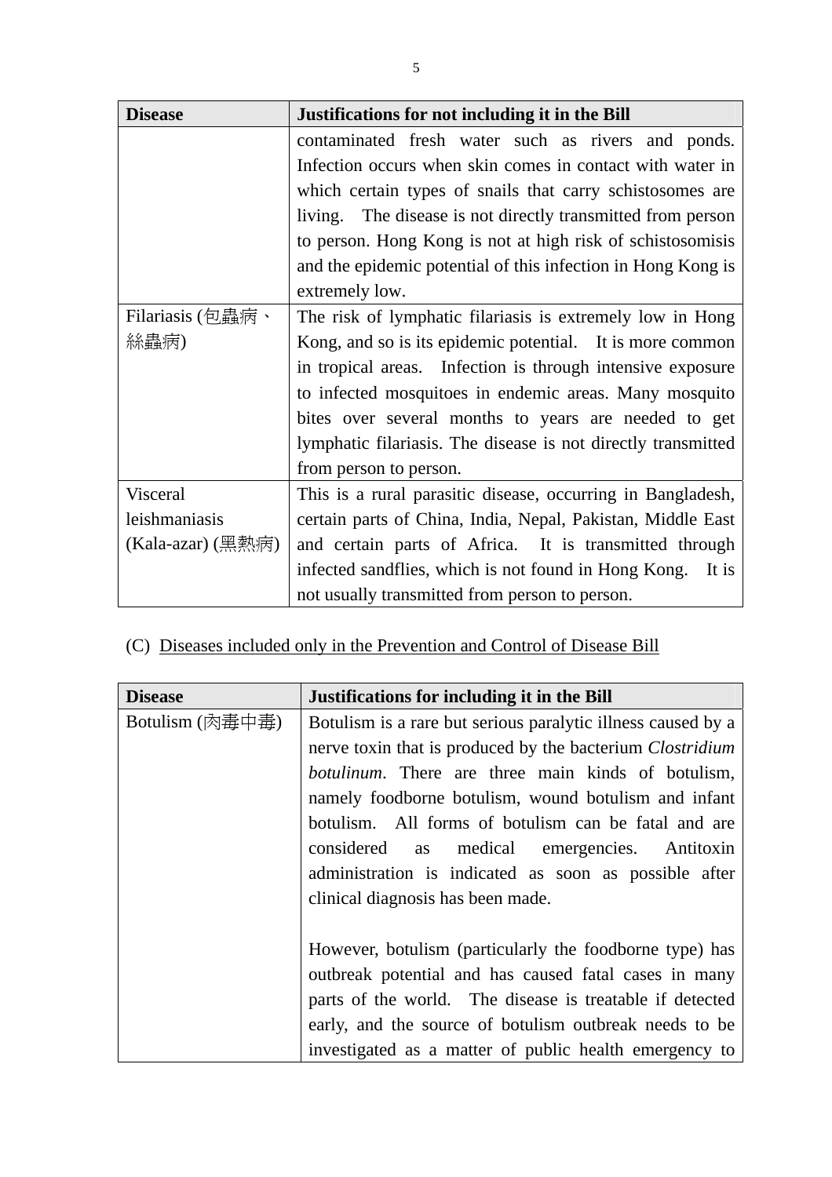| Disease | Justifications for not including it in the Bill |
| --- | --- |
| | contaminated fresh water such as rivers and ponds. Infection occurs when skin comes in contact with water in which certain types of snails that carry schistosomes are living. The disease is not directly transmitted from person to person. Hong Kong is not at high risk of schistosomisis and the epidemic potential of this infection in Hong Kong is extremely low. |
| Filariasis (包蟲病、絲蟲病) | The risk of lymphatic filariasis is extremely low in Hong Kong, and so is its epidemic potential. It is more common in tropical areas. Infection is through intensive exposure to infected mosquitoes in endemic areas. Many mosquito bites over several months to years are needed to get lymphatic filariasis. The disease is not directly transmitted from person to person. |
| Visceral leishmaniasis (Kala-azar) (黑熱病) | This is a rural parasitic disease, occurring in Bangladesh, certain parts of China, India, Nepal, Pakistan, Middle East and certain parts of Africa. It is transmitted through infected sandflies, which is not found in Hong Kong. It is not usually transmitted from person to person. |

(C) <u>Diseases included only in the Prevention and Control of Disease Bill</u>

| Disease | Justifications for including it in the Bill |
| --- | --- |
| Botulism (肉毒中毒) | Botulism is a rare but serious paralytic illness caused by a nerve toxin that is produced by the bacterium *Clostridium botulinum*. There are three main kinds of botulism, namely foodborne botulism, wound botulism and infant botulism. All forms of botulism can be fatal and are considered as medical emergencies. Antitoxin administration is indicated as soon as possible after clinical diagnosis has been made.<br><br>However, botulism (particularly the foodborne type) has outbreak potential and has caused fatal cases in many parts of the world. The disease is treatable if detected early, and the source of botulism outbreak needs to be investigated as a matter of public health emergency to |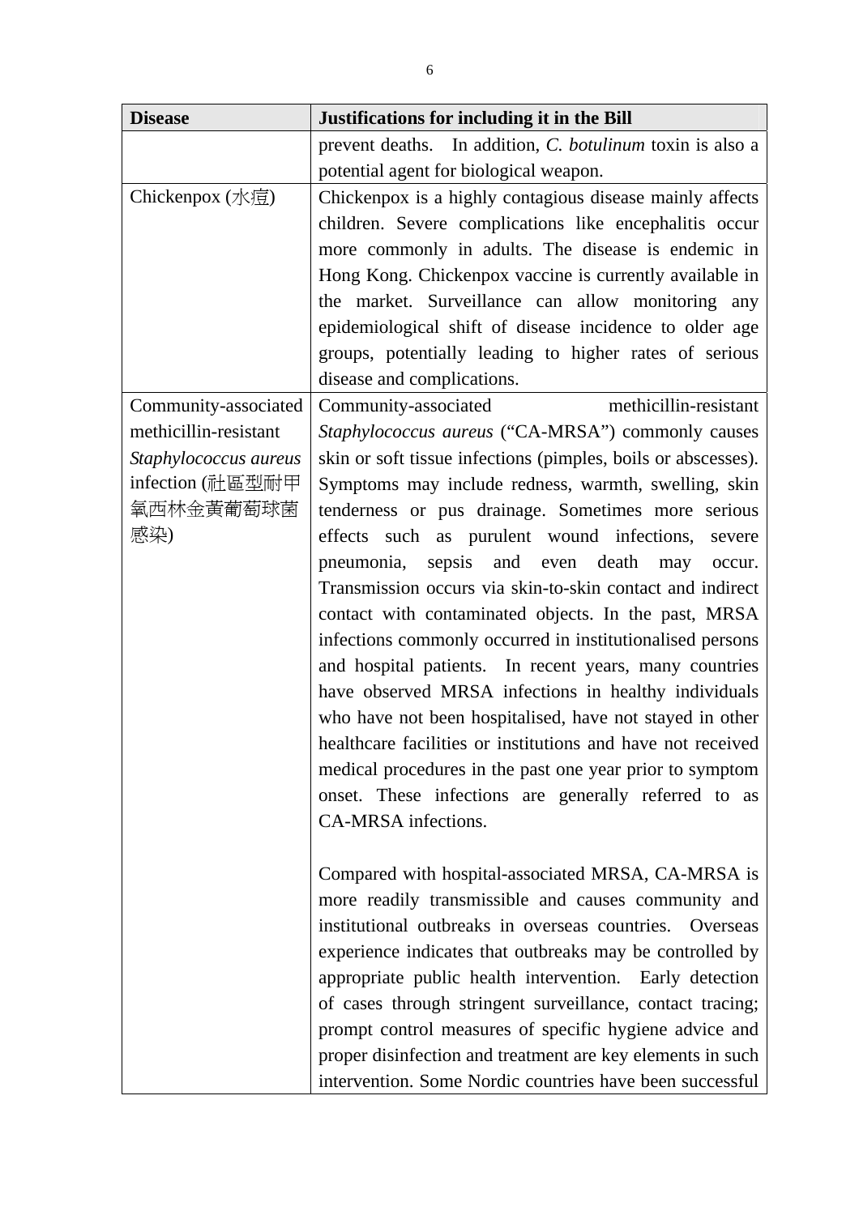| Disease | Justifications for including it in the Bill |
|---|---|
| | prevent deaths. In addition, *C. botulinum* toxin is also a potential agent for biological weapon. |
| Chickenpox (水痘) | Chickenpox is a highly contagious disease mainly affects children. Severe complications like encephalitis occur more commonly in adults. The disease is endemic in Hong Kong. Chickenpox vaccine is currently available in the market. Surveillance can allow monitoring any epidemiological shift of disease incidence to older age groups, potentially leading to higher rates of serious disease and complications. |
| Community-associated methicillin-resistant *Staphylococcus aureus* infection (社區型耐甲氧西林金黃葡萄球菌感染) | Community-associated methicillin-resistant *Staphylococcus aureus* ("CA-MRSA") commonly causes skin or soft tissue infections (pimples, boils or abscesses). Symptoms may include redness, warmth, swelling, skin tenderness or pus drainage. Sometimes more serious effects such as purulent wound infections, severe pneumonia, sepsis and even death may occur. Transmission occurs via skin-to-skin contact and indirect contact with contaminated objects. In the past, MRSA infections commonly occurred in institutionalised persons and hospital patients. In recent years, many countries have observed MRSA infections in healthy individuals who have not been hospitalised, have not stayed in other healthcare facilities or institutions and have not received medical procedures in the past one year prior to symptom onset. These infections are generally referred to as CA-MRSA infections.<br><br>Compared with hospital-associated MRSA, CA-MRSA is more readily transmissible and causes community and institutional outbreaks in overseas countries. Overseas experience indicates that outbreaks may be controlled by appropriate public health intervention. Early detection of cases through stringent surveillance, contact tracing; prompt control measures of specific hygiene advice and proper disinfection and treatment are key elements in such intervention. Some Nordic countries have been successful |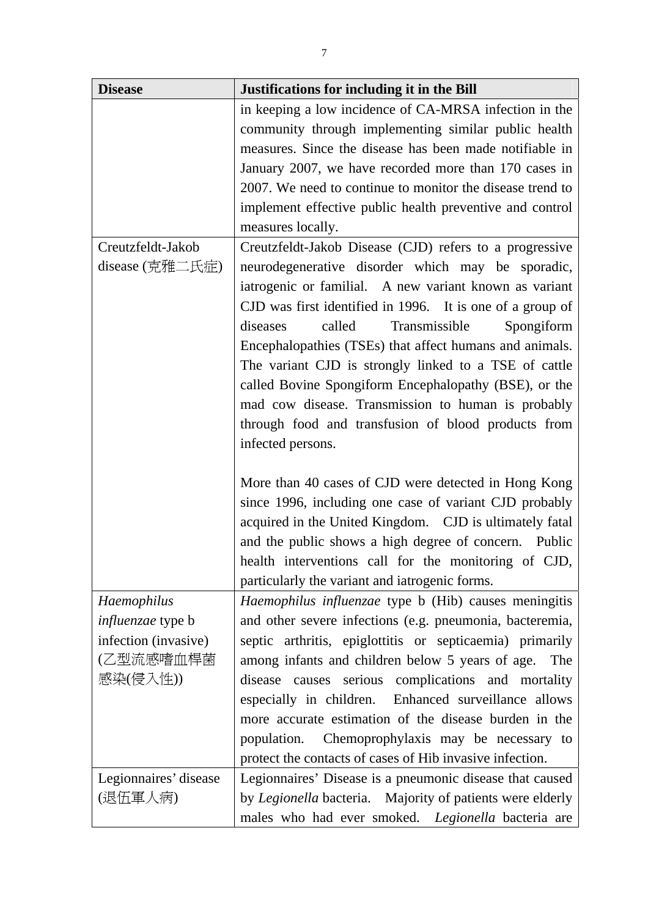| Disease | Justifications for including it in the Bill |
|---|---|
| | in keeping a low incidence of CA-MRSA infection in the community through implementing similar public health measures. Since the disease has been made notifiable in January 2007, we have recorded more than 170 cases in 2007. We need to continue to monitor the disease trend to implement effective public health preventive and control measures locally. |
| Creutzfeldt-Jakob disease (克雅二氏症) | Creutzfeldt-Jakob Disease (CJD) refers to a progressive neurodegenerative disorder which may be sporadic, iatrogenic or familial. A new variant known as variant CJD was first identified in 1996. It is one of a group of diseases called Transmissible Spongiform Encephalopathies (TSEs) that affect humans and animals. The variant CJD is strongly linked to a TSE of cattle called Bovine Spongiform Encephalopathy (BSE), or the mad cow disease. Transmission to human is probably through food and transfusion of blood products from infected persons.<br><br>More than 40 cases of CJD were detected in Hong Kong since 1996, including one case of variant CJD probably acquired in the United Kingdom. CJD is ultimately fatal and the public shows a high degree of concern. Public health interventions call for the monitoring of CJD, particularly the variant and iatrogenic forms. |
| *Haemophilus influenzae* type b infection (invasive) (乙型流感嗜血桿菌感染(侵入性)) | *Haemophilus influenzae* type b (Hib) causes meningitis and other severe infections (e.g. pneumonia, bacteremia, septic arthritis, epiglottitis or septicaemia) primarily among infants and children below 5 years of age. The disease causes serious complications and mortality especially in children. Enhanced surveillance allows more accurate estimation of the disease burden in the population. Chemoprophylaxis may be necessary to protect the contacts of cases of Hib invasive infection. |
| Legionnaires' disease (退伍軍人病) | Legionnaires' Disease is a pneumonic disease that caused by *Legionella* bacteria. Majority of patients were elderly males who had ever smoked. *Legionella* bacteria are |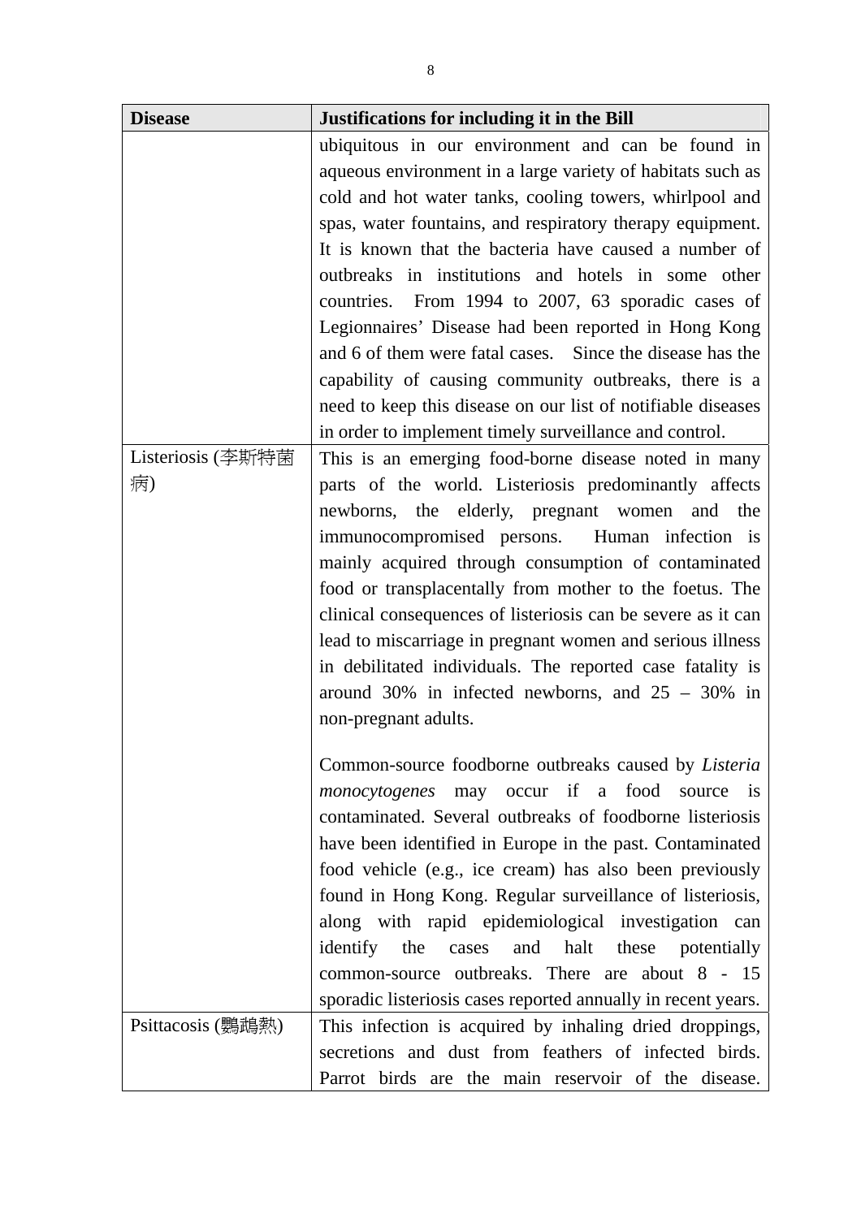| Disease | Justifications for including it in the Bill |
|---|---|
| | ubiquitous in our environment and can be found in aqueous environment in a large variety of habitats such as cold and hot water tanks, cooling towers, whirlpool and spas, water fountains, and respiratory therapy equipment. It is known that the bacteria have caused a number of outbreaks in institutions and hotels in some other countries. From 1994 to 2007, 63 sporadic cases of Legionnaires' Disease had been reported in Hong Kong and 6 of them were fatal cases. Since the disease has the capability of causing community outbreaks, there is a need to keep this disease on our list of notifiable diseases in order to implement timely surveillance and control. |
| Listeriosis (李斯特菌病) | This is an emerging food-borne disease noted in many parts of the world. Listeriosis predominantly affects newborns, the elderly, pregnant women and the immunocompromised persons. Human infection is mainly acquired through consumption of contaminated food or transplacentally from mother to the foetus. The clinical consequences of listeriosis can be severe as it can lead to miscarriage in pregnant women and serious illness in debilitated individuals. The reported case fatality is around 30% in infected newborns, and 25 – 30% in non-pregnant adults.<br><br>Common-source foodborne outbreaks caused by *Listeria monocytogenes* may occur if a food source is contaminated. Several outbreaks of foodborne listeriosis have been identified in Europe in the past. Contaminated food vehicle (e.g., ice cream) has also been previously found in Hong Kong. Regular surveillance of listeriosis, along with rapid epidemiological investigation can identify the cases and halt these potentially common-source outbreaks. There are about 8 - 15 sporadic listeriosis cases reported annually in recent years. |
| Psittacosis (鸚鵡熱) | This infection is acquired by inhaling dried droppings, secretions and dust from feathers of infected birds. Parrot birds are the main reservoir of the disease. |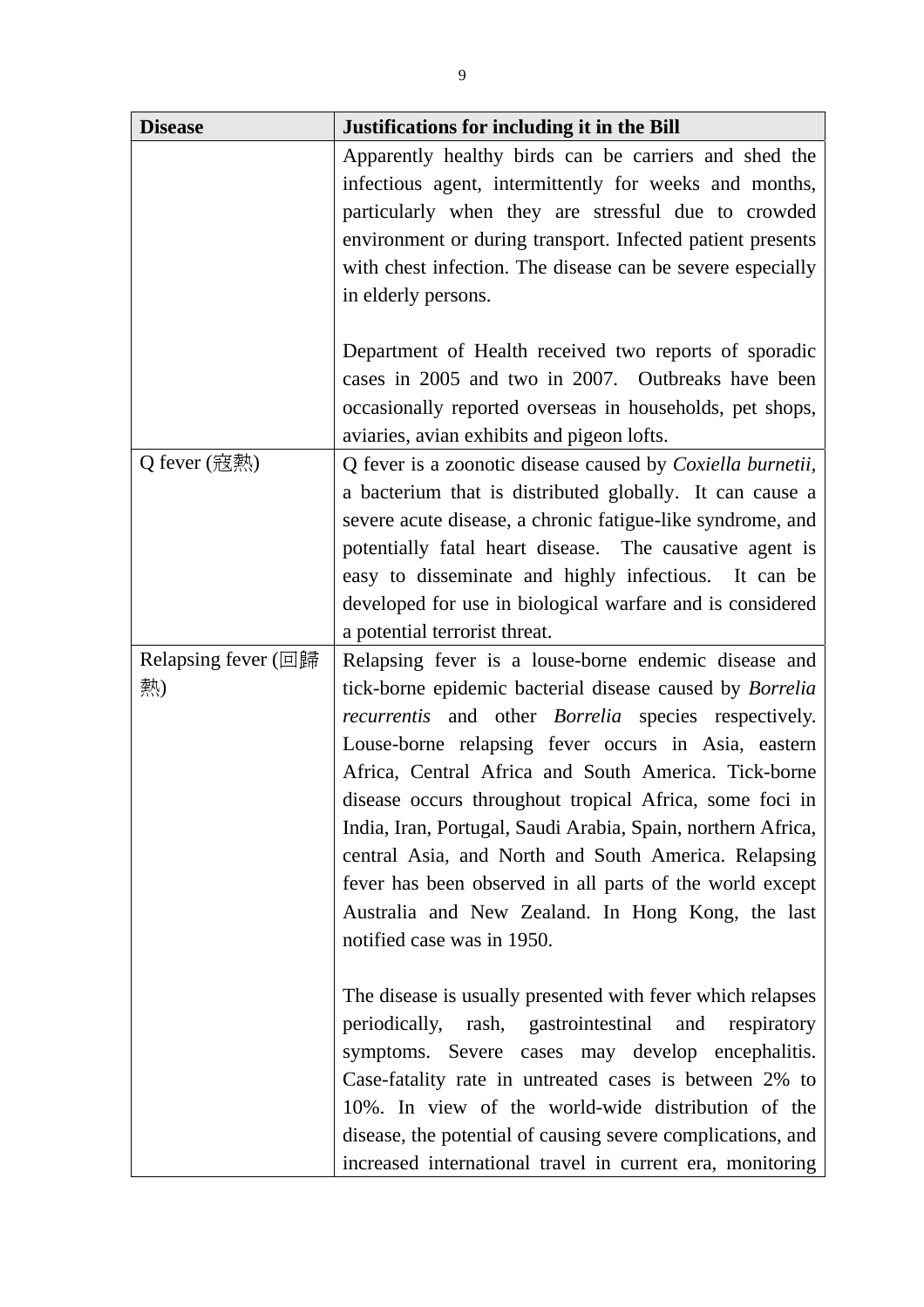| Disease | Justifications for including it in the Bill |
| --- | --- |
| | Apparently healthy birds can be carriers and shed the infectious agent, intermittently for weeks and months, particularly when they are stressful due to crowded environment or during transport. Infected patient presents with chest infection. The disease can be severe especially in elderly persons.<br><br>Department of Health received two reports of sporadic cases in 2005 and two in 2007. Outbreaks have been occasionally reported overseas in households, pet shops, aviaries, avian exhibits and pigeon lofts. |
| Q fever (寇熱) | Q fever is a zoonotic disease caused by *Coxiella burnetii*, a bacterium that is distributed globally. It can cause a severe acute disease, a chronic fatigue-like syndrome, and potentially fatal heart disease. The causative agent is easy to disseminate and highly infectious. It can be developed for use in biological warfare and is considered a potential terrorist threat. |
| Relapsing fever (回歸熱) | Relapsing fever is a louse-borne endemic disease and tick-borne epidemic bacterial disease caused by *Borrelia recurrentis* and other *Borrelia* species respectively. Louse-borne relapsing fever occurs in Asia, eastern Africa, Central Africa and South America. Tick-borne disease occurs throughout tropical Africa, some foci in India, Iran, Portugal, Saudi Arabia, Spain, northern Africa, central Asia, and North and South America. Relapsing fever has been observed in all parts of the world except Australia and New Zealand. In Hong Kong, the last notified case was in 1950.<br><br>The disease is usually presented with fever which relapses periodically, rash, gastrointestinal and respiratory symptoms. Severe cases may develop encephalitis. Case-fatality rate in untreated cases is between 2% to 10%. In view of the world-wide distribution of the disease, the potential of causing severe complications, and increased international travel in current era, monitoring |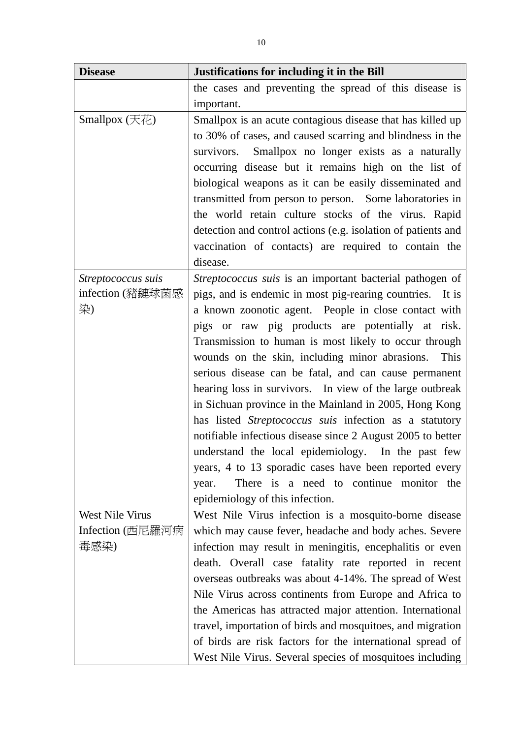| Disease | Justifications for including it in the Bill |
| --- | --- |
| | the cases and preventing the spread of this disease is important. |
| Smallpox (天花) | Smallpox is an acute contagious disease that has killed up to 30% of cases, and caused scarring and blindness in the survivors. Smallpox no longer exists as a naturally occurring disease but it remains high on the list of biological weapons as it can be easily disseminated and transmitted from person to person. Some laboratories in the world retain culture stocks of the virus. Rapid detection and control actions (e.g. isolation of patients and vaccination of contacts) are required to contain the disease. |
| *Streptococcus suis* infection (豬鏈球菌感染) | *Streptococcus suis* is an important bacterial pathogen of pigs, and is endemic in most pig-rearing countries. It is a known zoonotic agent. People in close contact with pigs or raw pig products are potentially at risk. Transmission to human is most likely to occur through wounds on the skin, including minor abrasions. This serious disease can be fatal, and can cause permanent hearing loss in survivors. In view of the large outbreak in Sichuan province in the Mainland in 2005, Hong Kong has listed *Streptococcus suis* infection as a statutory notifiable infectious disease since 2 August 2005 to better understand the local epidemiology. In the past few years, 4 to 13 sporadic cases have been reported every year. There is a need to continue monitor the epidemiology of this infection. |
| West Nile Virus Infection (西尼羅河病毒感染) | West Nile Virus infection is a mosquito-borne disease which may cause fever, headache and body aches. Severe infection may result in meningitis, encephalitis or even death. Overall case fatality rate reported in recent overseas outbreaks was about 4-14%. The spread of West Nile Virus across continents from Europe and Africa to the Americas has attracted major attention. International travel, importation of birds and mosquitoes, and migration of birds are risk factors for the international spread of West Nile Virus. Several species of mosquitoes including |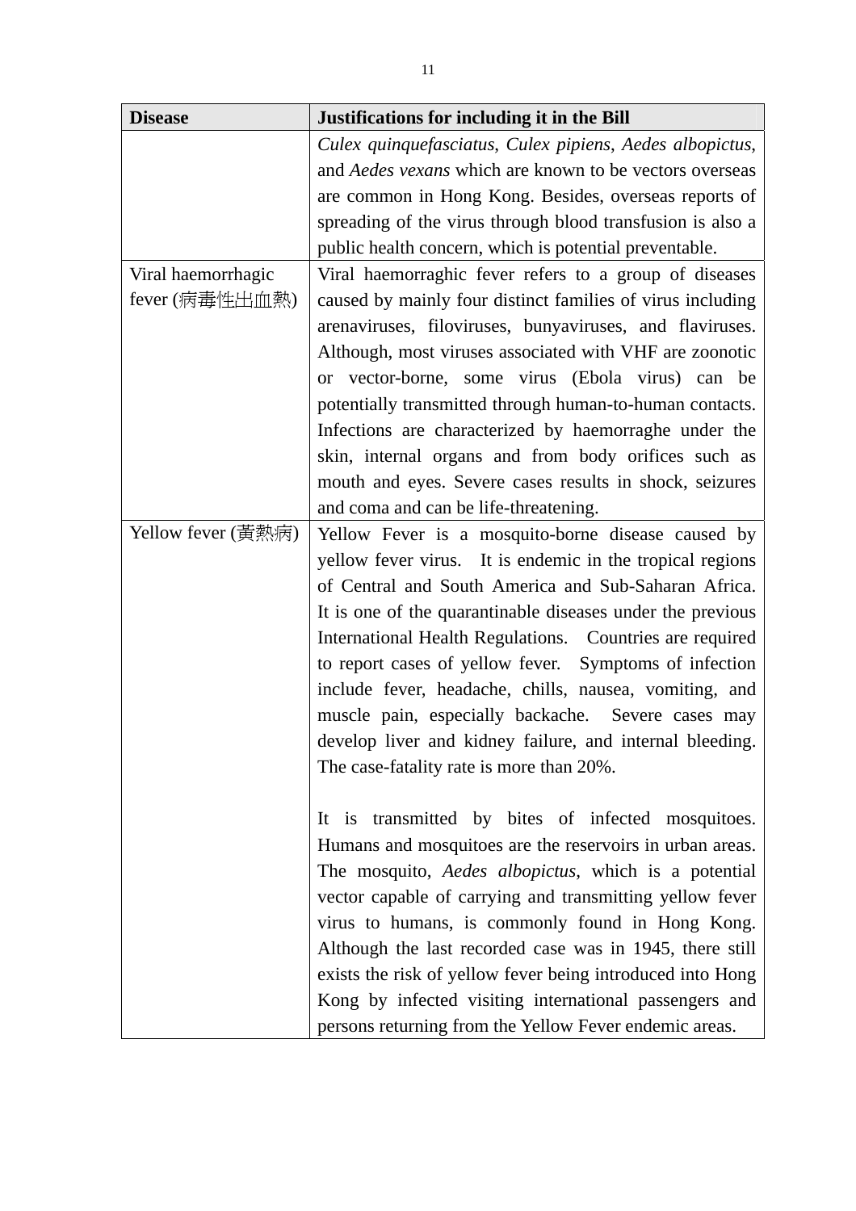| Disease | Justifications for including it in the Bill |
| --- | --- |
| | *Culex quinquefasciatus*, *Culex pipiens*, *Aedes albopictus*, and *Aedes vexans* which are known to be vectors overseas are common in Hong Kong. Besides, overseas reports of spreading of the virus through blood transfusion is also a public health concern, which is potential preventable. |
| Viral haemorrhagic fever (病毒性出血熱) | Viral haemorraghic fever refers to a group of diseases caused by mainly four distinct families of virus including arenaviruses, filoviruses, bunyaviruses, and flaviruses. Although, most viruses associated with VHF are zoonotic or vector-borne, some virus (Ebola virus) can be potentially transmitted through human-to-human contacts. Infections are characterized by haemorraghe under the skin, internal organs and from body orifices such as mouth and eyes. Severe cases results in shock, seizures and coma and can be life-threatening. |
| Yellow fever (黃熱病) | Yellow Fever is a mosquito-borne disease caused by yellow fever virus. It is endemic in the tropical regions of Central and South America and Sub-Saharan Africa. It is one of the quarantinable diseases under the previous International Health Regulations. Countries are required to report cases of yellow fever. Symptoms of infection include fever, headache, chills, nausea, vomiting, and muscle pain, especially backache. Severe cases may develop liver and kidney failure, and internal bleeding. The case-fatality rate is more than 20%.<br><br>It is transmitted by bites of infected mosquitoes. Humans and mosquitoes are the reservoirs in urban areas. The mosquito, *Aedes albopictus*, which is a potential vector capable of carrying and transmitting yellow fever virus to humans, is commonly found in Hong Kong. Although the last recorded case was in 1945, there still exists the risk of yellow fever being introduced into Hong Kong by infected visiting international passengers and persons returning from the Yellow Fever endemic areas. |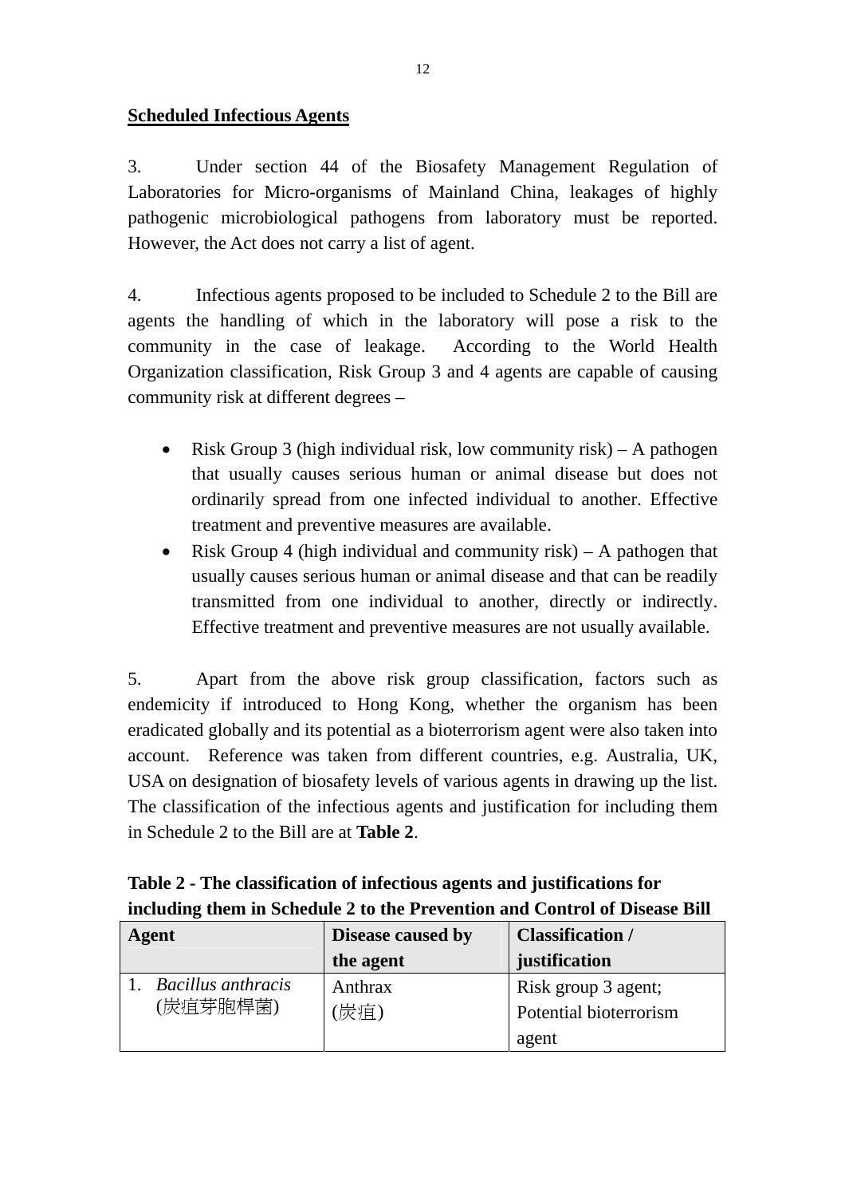**Scheduled Infectious Agents**

3. Under section 44 of the Biosafety Management Regulation of Laboratories for Micro-organisms of Mainland China, leakages of highly pathogenic microbiological pathogens from laboratory must be reported. However, the Act does not carry a list of agent.

4. Infectious agents proposed to be included to Schedule 2 to the Bill are agents the handling of which in the laboratory will pose a risk to the community in the case of leakage. According to the World Health Organization classification, Risk Group 3 and 4 agents are capable of causing community risk at different degrees –

- Risk Group 3 (high individual risk, low community risk) – A pathogen that usually causes serious human or animal disease but does not ordinarily spread from one infected individual to another. Effective treatment and preventive measures are available.
- Risk Group 4 (high individual and community risk) – A pathogen that usually causes serious human or animal disease and that can be readily transmitted from one individual to another, directly or indirectly. Effective treatment and preventive measures are not usually available.

5. Apart from the above risk group classification, factors such as endemicity if introduced to Hong Kong, whether the organism has been eradicated globally and its potential as a bioterrorism agent were also taken into account. Reference was taken from different countries, e.g. Australia, UK, USA on designation of biosafety levels of various agents in drawing up the list. The classification of the infectious agents and justification for including them in Schedule 2 to the Bill are at **Table 2**.

**Table 2 - The classification of infectious agents and justifications for including them in Schedule 2 to the Prevention and Control of Disease Bill**

| Agent | Disease caused by the agent | Classification / justification |
|---|---|---|
| 1. *Bacillus anthracis* (炭疽芽胞桿菌) | Anthrax (炭疽) | Risk group 3 agent; Potential bioterrorism agent |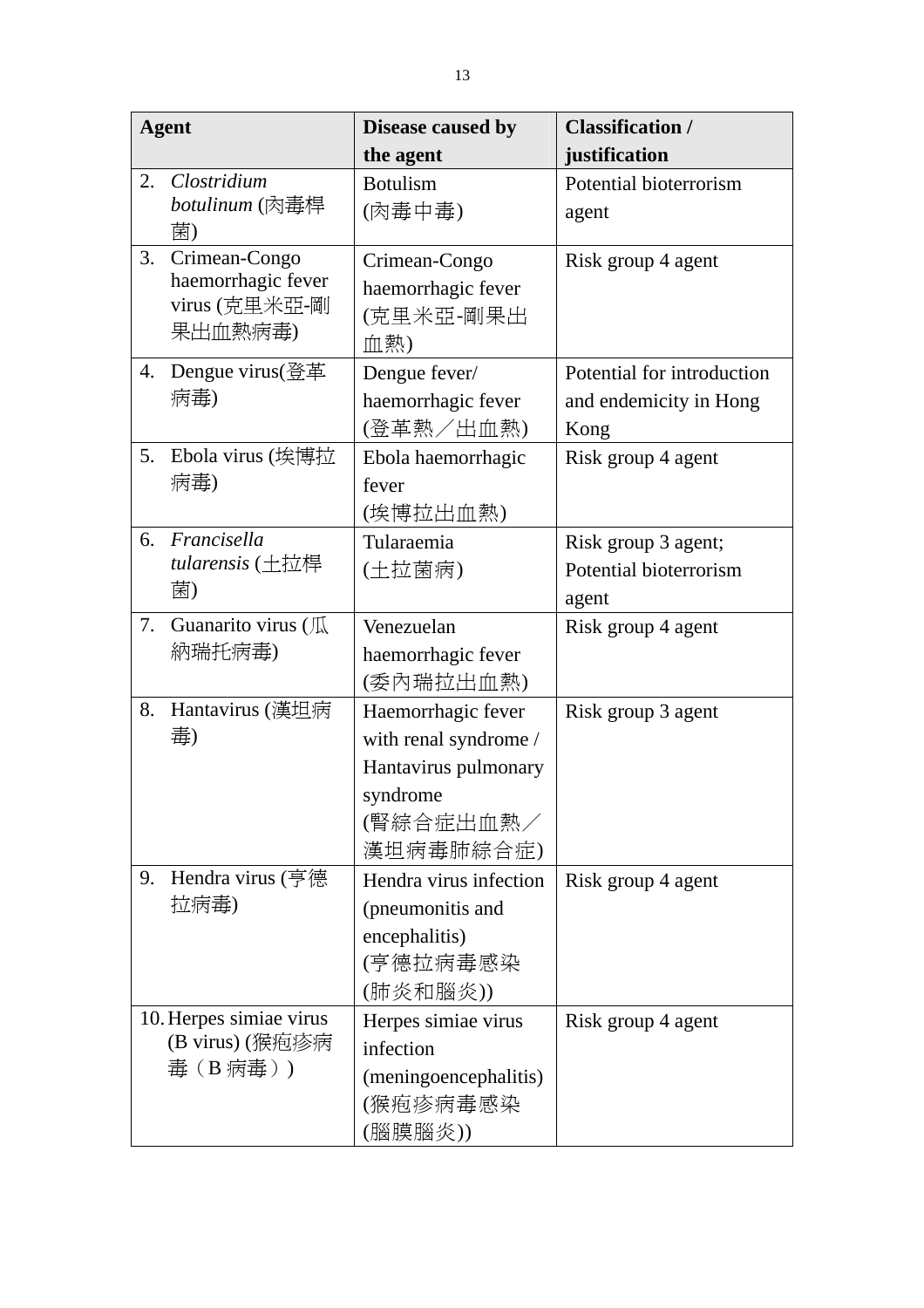| Agent | Disease caused by the agent | Classification / justification |
|---|---|---|
| 2. *Clostridium botulinum* (肉毒桿菌) | Botulism (肉毒中毒) | Potential bioterrorism agent |
| 3. Crimean-Congo haemorrhagic fever virus (克里米亞-剛果出血熱病毒) | Crimean-Congo haemorrhagic fever (克里米亞-剛果出血熱) | Risk group 4 agent |
| 4. Dengue virus(登革病毒) | Dengue fever/ haemorrhagic fever (登革熱／出血熱) | Potential for introduction and endemicity in Hong Kong |
| 5. Ebola virus (埃博拉病毒) | Ebola haemorrhagic fever (埃博拉出血熱) | Risk group 4 agent |
| 6. *Francisella tularensis* (土拉桿菌) | Tularaemia (土拉菌病) | Risk group 3 agent; Potential bioterrorism agent |
| 7. Guanarito virus (瓜納瑞托病毒) | Venezuelan haemorrhagic fever (委內瑞拉出血熱) | Risk group 4 agent |
| 8. Hantavirus (漢坦病毒) | Haemorrhagic fever with renal syndrome / Hantavirus pulmonary syndrome (腎綜合症出血熱／漢坦病毒肺綜合症) | Risk group 3 agent |
| 9. Hendra virus (亨德拉病毒) | Hendra virus infection (pneumonitis and encephalitis) (亨德拉病毒感染 (肺炎和腦炎)) | Risk group 4 agent |
| 10. Herpes simiae virus (B virus) (猴疱疹病毒（B 病毒）) | Herpes simiae virus infection (meningoencephalitis) (猴疱疹病毒感染 (腦膜腦炎)) | Risk group 4 agent |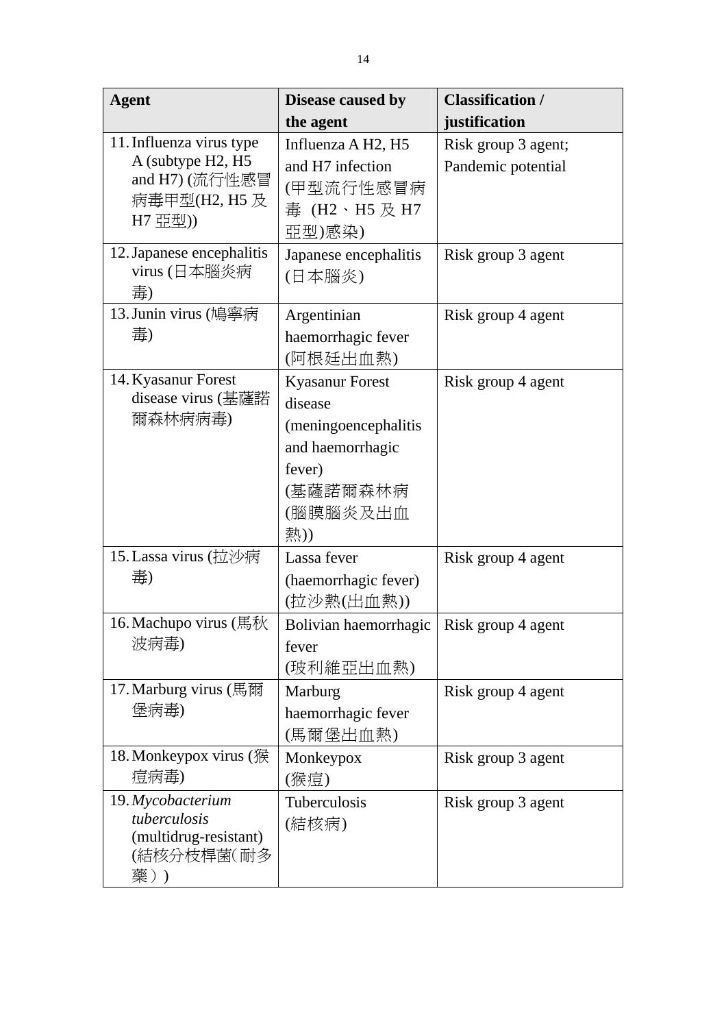| Agent | Disease caused by the agent | Classification / justification |
|---|---|---|
| 11. Influenza virus type A (subtype H2, H5 and H7) (流行性感冒病毒甲型(H2, H5 及 H7 亞型)) | Influenza A H2, H5 and H7 infection (甲型流行性感冒病毒 (H2、H5 及 H7 亞型)感染) | Risk group 3 agent; Pandemic potential |
| 12. Japanese encephalitis virus (日本腦炎病毒) | Japanese encephalitis (日本腦炎) | Risk group 3 agent |
| 13. Junin virus (鳩寧病毒) | Argentinian haemorrhagic fever (阿根廷出血熱) | Risk group 4 agent |
| 14. Kyasanur Forest disease virus (基薩諾爾森林病病毒) | Kyasanur Forest disease (meningoencephalitis and haemorrhagic fever) (基薩諾爾森林病(腦膜腦炎及出血熱)) | Risk group 4 agent |
| 15. Lassa virus (拉沙病毒) | Lassa fever (haemorrhagic fever) (拉沙熱(出血熱)) | Risk group 4 agent |
| 16. Machupo virus (馬秋波病毒) | Bolivian haemorrhagic fever (玻利維亞出血熱) | Risk group 4 agent |
| 17. Marburg virus (馬爾堡病毒) | Marburg haemorrhagic fever (馬爾堡出血熱) | Risk group 4 agent |
| 18. Monkeypox virus (猴痘病毒) | Monkeypox (猴痘) | Risk group 3 agent |
| 19. *Mycobacterium tuberculosis* (multidrug-resistant) (結核分枝桿菌(耐多藥)) | Tuberculosis (結核病) | Risk group 3 agent |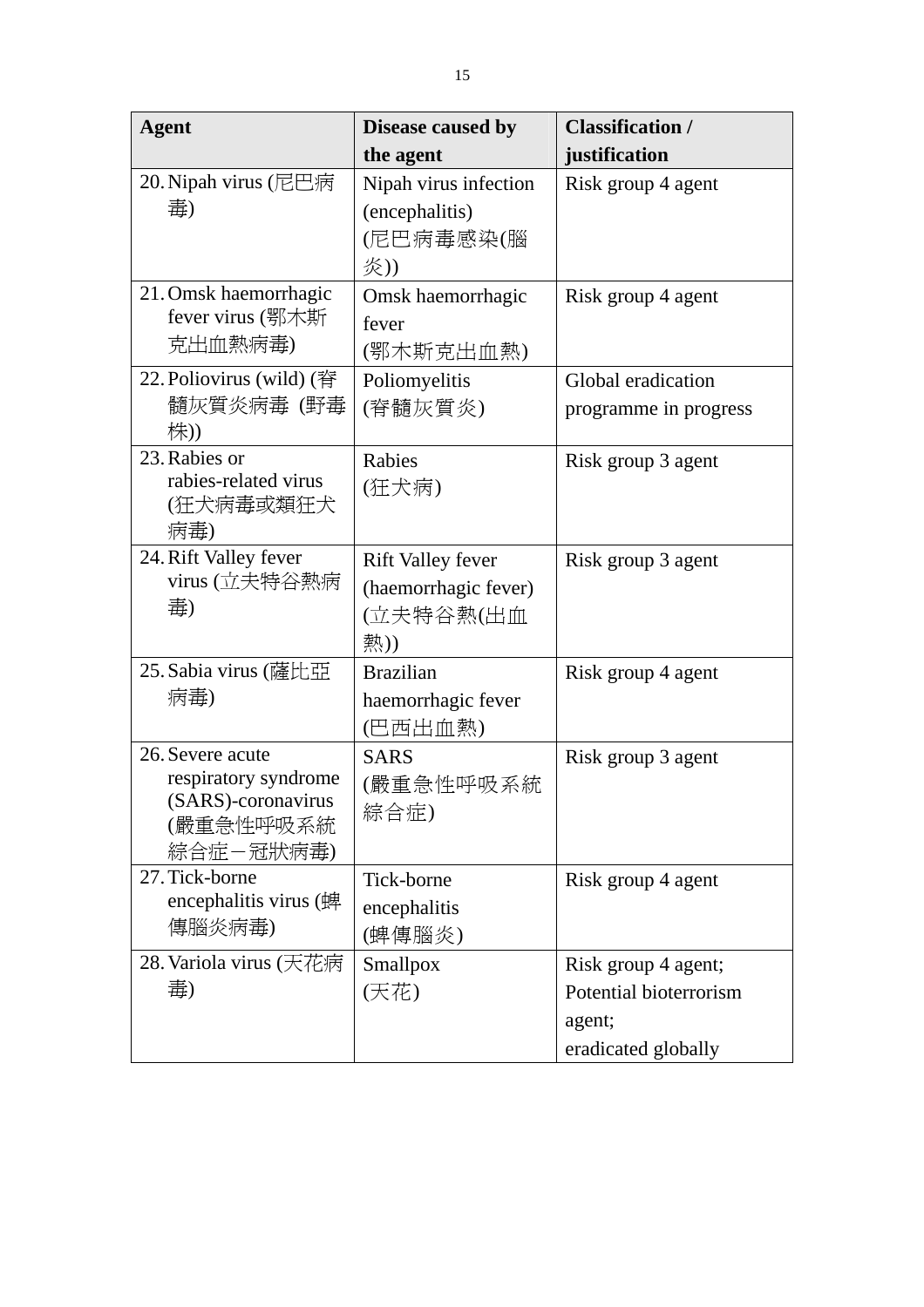| Agent | Disease caused by the agent | Classification / justification |
|---|---|---|
| 20. Nipah virus (尼巴病毒) | Nipah virus infection (encephalitis) (尼巴病毒感染(腦炎)) | Risk group 4 agent |
| 21. Omsk haemorrhagic fever virus (鄂木斯克出血熱病毒) | Omsk haemorrhagic fever (鄂木斯克出血熱) | Risk group 4 agent |
| 22. Poliovirus (wild) (脊髓灰質炎病毒 (野毒株)) | Poliomyelitis (脊髓灰質炎) | Global eradication programme in progress |
| 23. Rabies or rabies-related virus (狂犬病毒或類狂犬病毒) | Rabies (狂犬病) | Risk group 3 agent |
| 24. Rift Valley fever virus (立夫特谷熱病毒) | Rift Valley fever (haemorrhagic fever) (立夫特谷熱(出血熱)) | Risk group 3 agent |
| 25. Sabia virus (薩比亞病毒) | Brazilian haemorrhagic fever (巴西出血熱) | Risk group 4 agent |
| 26. Severe acute respiratory syndrome (SARS)-coronavirus (嚴重急性呼吸系統綜合症－冠狀病毒) | SARS (嚴重急性呼吸系統綜合症) | Risk group 3 agent |
| 27. Tick-borne encephalitis virus (蜱傳腦炎病毒) | Tick-borne encephalitis (蜱傳腦炎) | Risk group 4 agent |
| 28. Variola virus (天花病毒) | Smallpox (天花) | Risk group 4 agent; Potential bioterrorism agent; eradicated globally |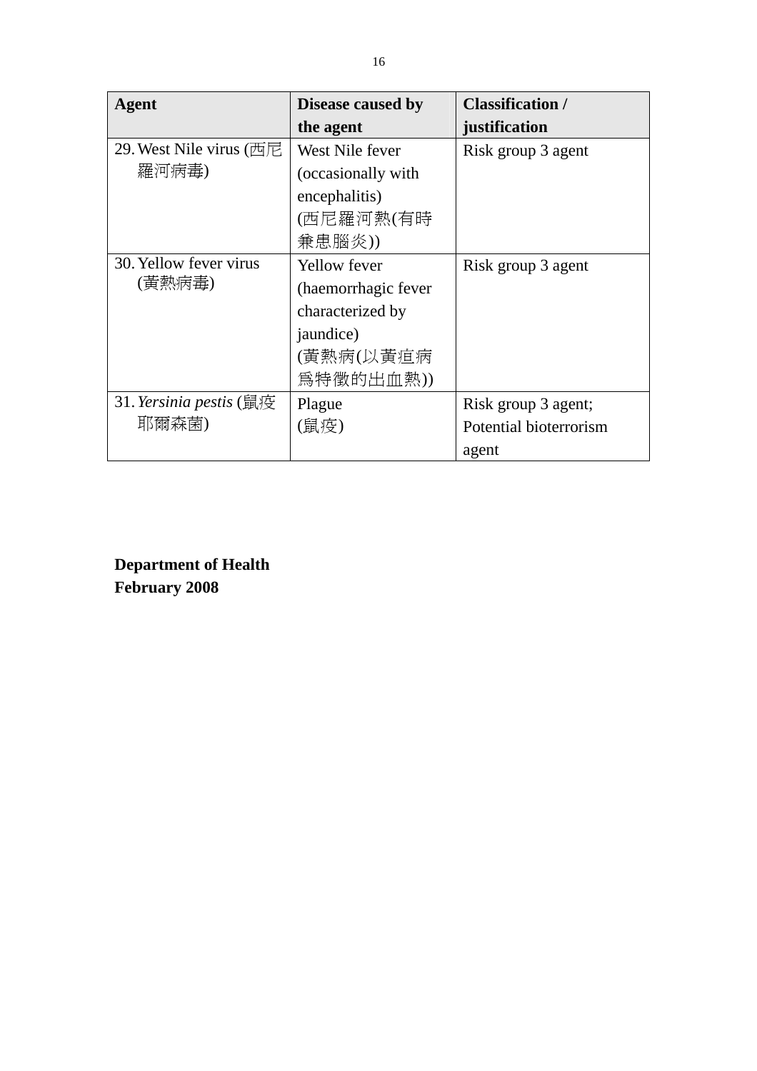| Agent | Disease caused by the agent | Classification / justification |
| --- | --- | --- |
| 29. West Nile virus (西尼羅河病毒) | West Nile fever (occasionally with encephalitis) (西尼羅河熱(有時兼患腦炎)) | Risk group 3 agent |
| 30. Yellow fever virus (黃熱病毒) | Yellow fever (haemorrhagic fever characterized by jaundice) (黃熱病(以黃疸病爲特徵的出血熱)) | Risk group 3 agent |
| 31. *Yersinia pestis* (鼠疫耶爾森菌) | Plague (鼠疫) | Risk group 3 agent; Potential bioterrorism agent |

**Department of Health**
**February 2008**